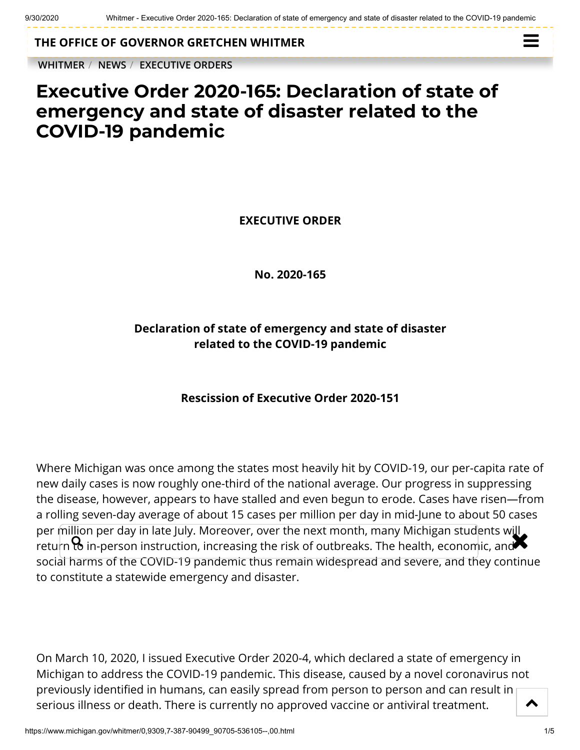THE OFFICE OF GOVERNOR GRETCHEN WHITMER

WHITMER / NEWS / EXECUTIVE ORDERS

# Executive Order 2020-165: Declaration of state of emergency and state of disaster related to the COVID-19 pandemic

**EXECUTIVE ORDER**

**No. 2020-165**

**Declaration of state of emergency and state of disaster related to the COVID-19 pandemic**

**Rescission of Executive Order 2020-151**

Where Michigan was once among the states most heavily hit by COVID-19, our per-capita rate of new daily cases is now roughly one-third of the national average. Our progress in suppressing the disease, however, appears to have stalled and even begun to erode. Cases have risen—from a rolling seven-day average of about 15 cases per million per day in mid-June to about 50 cases per million per day in late July. Moreover, over the next month, many Michigan students will return to in-person instruction, increasing the risk of outbreaks. The health, economic, and social harms of the COVID-19 pandemic thus remain widespread and severe, and they continue to constitute a statewide emergency and disaster.

On March 10, 2020, I issued Executive Order 2020-4, which declared a state of emergency in Michigan to address the COVID-19 pandemic. This disease, caused by a novel coronavirus not previously identified in humans, can easily spread from person to person and can result in serious illness or death. There is currently no approved vaccine or antiviral treatment.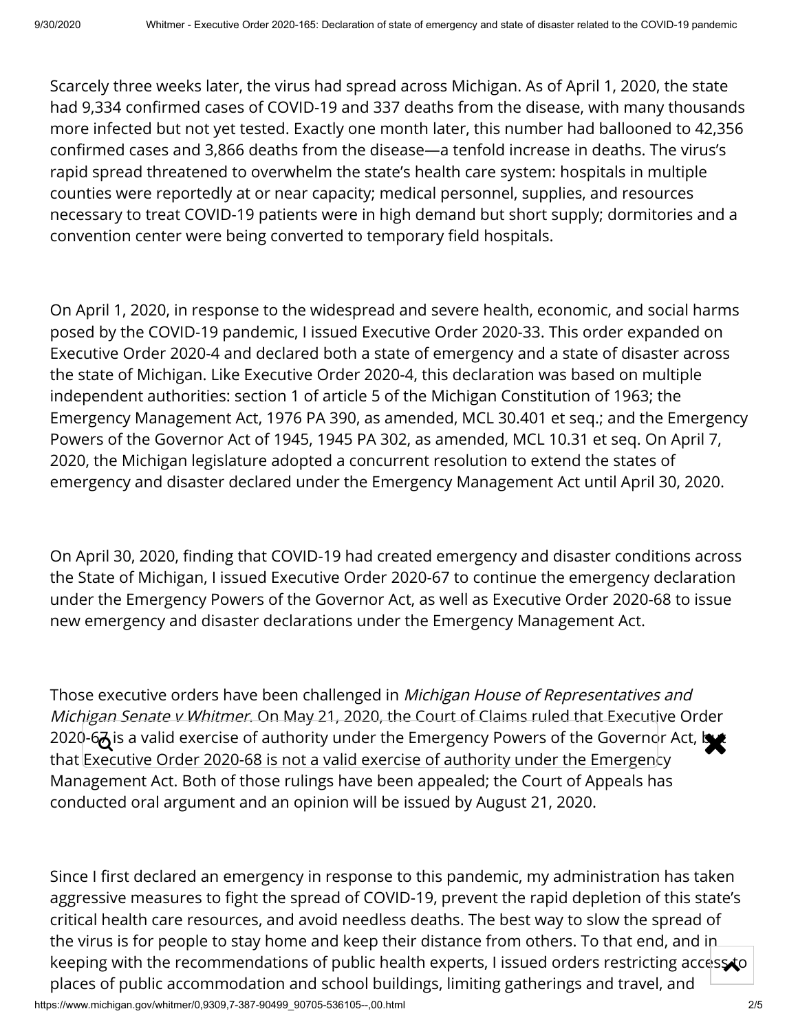Scarcely three weeks later, the virus had spread across Michigan. As of April 1, 2020, the state had 9,334 confirmed cases of COVID-19 and 337 deaths from the disease, with many thousands more infected but not yet tested. Exactly one month later, this number had ballooned to 42,356 confirmed cases and 3,866 deaths from the disease—a tenfold increase in deaths. The virus's rapid spread threatened to overwhelm the state's health care system: hospitals in multiple counties were reportedly at or near capacity; medical personnel, supplies, and resources necessary to treat COVID-19 patients were in high demand but short supply; dormitories and a convention center were being converted to temporary field hospitals.

On April 1, 2020, in response to the widespread and severe health, economic, and social harms posed by the COVID-19 pandemic, I issued Executive Order 2020-33. This order expanded on Executive Order 2020-4 and declared both a state of emergency and a state of disaster across the state of Michigan. Like Executive Order 2020-4, this declaration was based on multiple independent authorities: section 1 of article 5 of the Michigan Constitution of 1963; the Emergency Management Act, 1976 PA 390, as amended, MCL 30.401 et seq.; and the Emergency Powers of the Governor Act of 1945, 1945 PA 302, as amended, MCL 10.31 et seq. On April 7, 2020, the Michigan legislature adopted a concurrent resolution to extend the states of emergency and disaster declared under the Emergency Management Act until April 30, 2020.

On April 30, 2020, finding that COVID-19 had created emergency and disaster conditions across the State of Michigan, I issued Executive Order 2020-67 to continue the emergency declaration under the Emergency Powers of the Governor Act, as well as Executive Order 2020-68 to issue new emergency and disaster declarations under the Emergency Management Act.

Those executive orders have been challenged in *Michigan House of Representatives and Michigan Senate v Whitmer*. On May 21, 2020, the Court of Claims ruled that Executive Order 2020-67 is a valid exercise of authority under the Emergency Powers of the Governor Act, but that Executive Order 2020-68 is not a valid exercise of authority under the Emergency Management Act. Both of those rulings have been appealed; the Court of Appeals has conducted oral argument and an opinion will be issued by August 21, 2020.

Since I first declared an emergency in response to this pandemic, my administration has taken aggressive measures to fight the spread of COVID-19, prevent the rapid depletion of this state's critical health care resources, and avoid needless deaths. The best way to slow the spread of the virus is for people to stay home and keep their distance from others. To that end, and in keeping with the recommendations of public health experts, I issued orders restricting access to places of public accommodation and school buildings, limiting gatherings and travel, and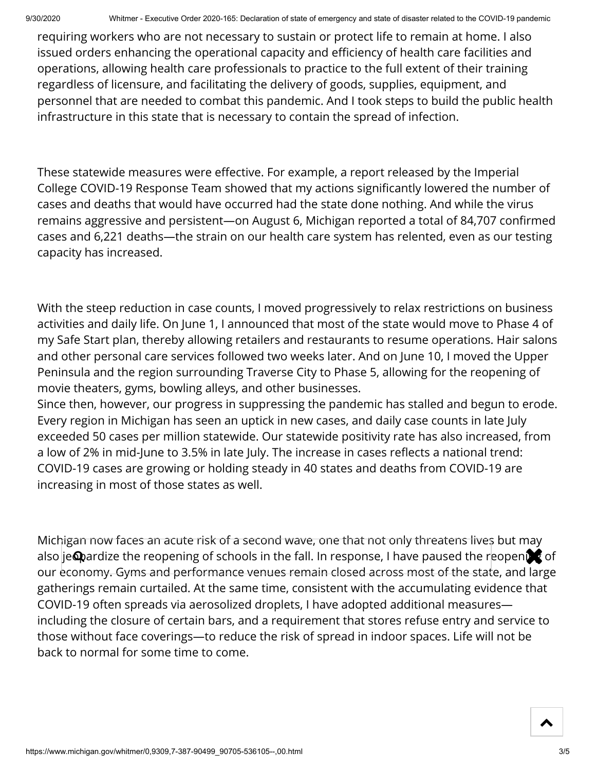requiring workers who are not necessary to sustain or protect life to remain at home. I also issued orders enhancing the operational capacity and efficiency of health care facilities and operations, allowing health care professionals to practice to the full extent of their training regardless of licensure, and facilitating the delivery of goods, supplies, equipment, and personnel that are needed to combat this pandemic. And I took steps to build the public health infrastructure in this state that is necessary to contain the spread of infection.

These statewide measures were effective. For example, a report released by the Imperial College COVID-19 Response Team showed that my actions significantly lowered the number of cases and deaths that would have occurred had the state done nothing. And while the virus remains aggressive and persistent—on August 6, Michigan reported a total of 84,707 confirmed cases and 6,221 deaths—the strain on our health care system has relented, even as our testing capacity has increased.

With the steep reduction in case counts, I moved progressively to relax restrictions on business activities and daily life. On June 1, I announced that most of the state would move to Phase 4 of my Safe Start plan, thereby allowing retailers and restaurants to resume operations. Hair salons and other personal care services followed two weeks later. And on June 10, I moved the Upper Peninsula and the region surrounding Traverse City to Phase 5, allowing for the reopening of movie theaters, gyms, bowling alleys, and other businesses.
Since then, however, our progress in suppressing the pandemic has stalled and begun to erode. Every region in Michigan has seen an uptick in new cases, and daily case counts in late July exceeded 50 cases per million statewide. Our statewide positivity rate has also increased, from a low of 2% in mid-June to 3.5% in late July. The increase in cases reflects a national trend: COVID-19 cases are growing or holding steady in 40 states and deaths from COVID-19 are increasing in most of those states as well.

Michigan now faces an acute risk of a second wave, one that not only threatens lives but may also jeopardize the reopening of schools in the fall. In response, I have paused the reopening of our economy. Gyms and performance venues remain closed across most of the state, and large gatherings remain curtailed. At the same time, consistent with the accumulating evidence that COVID-19 often spreads via aerosolized droplets, I have adopted additional measures—including the closure of certain bars, and a requirement that stores refuse entry and service to those without face coverings—to reduce the risk of spread in indoor spaces. Life will not be back to normal for some time to come.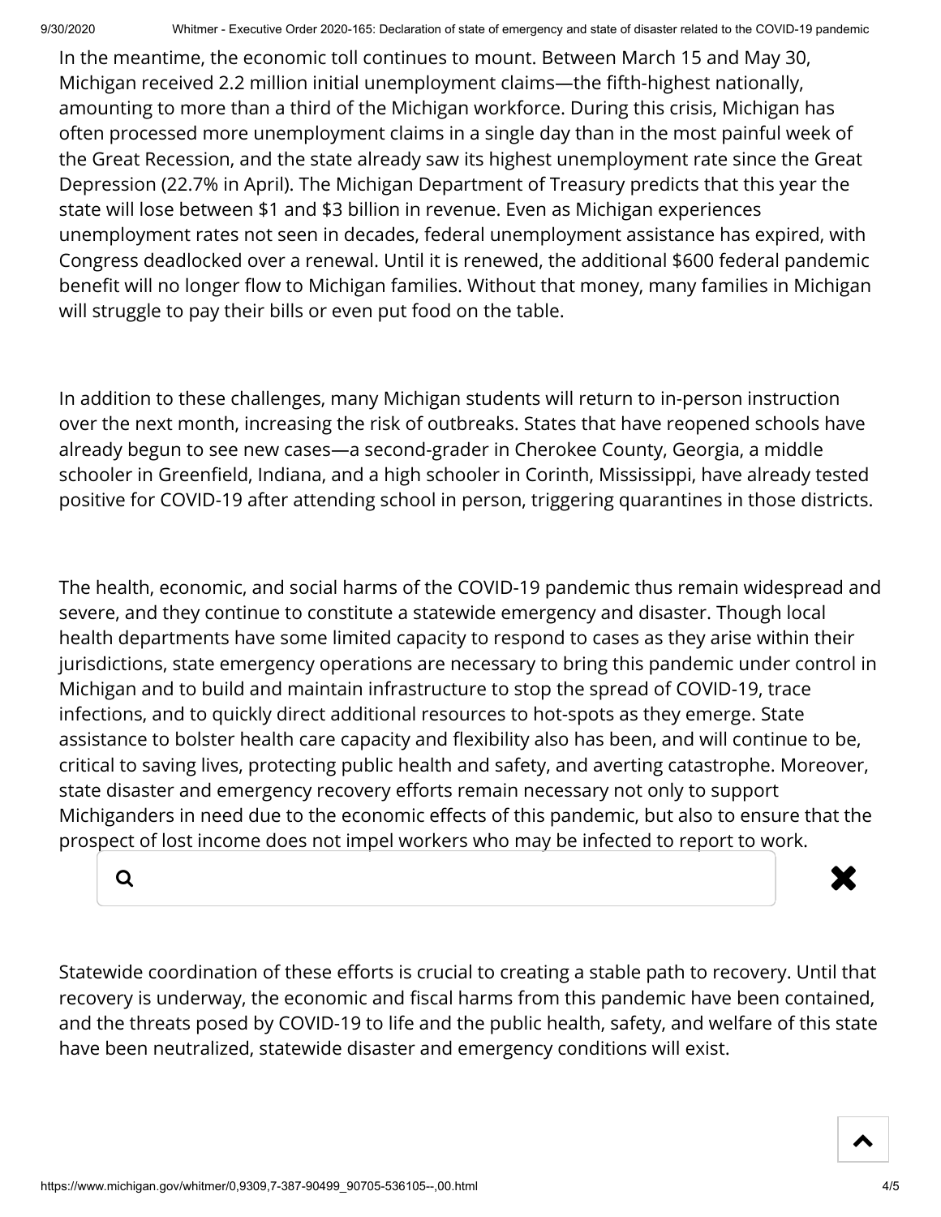In the meantime, the economic toll continues to mount. Between March 15 and May 30, Michigan received 2.2 million initial unemployment claims—the fifth-highest nationally, amounting to more than a third of the Michigan workforce. During this crisis, Michigan has often processed more unemployment claims in a single day than in the most painful week of the Great Recession, and the state already saw its highest unemployment rate since the Great Depression (22.7% in April). The Michigan Department of Treasury predicts that this year the state will lose between $1 and $3 billion in revenue. Even as Michigan experiences unemployment rates not seen in decades, federal unemployment assistance has expired, with Congress deadlocked over a renewal. Until it is renewed, the additional $600 federal pandemic benefit will no longer flow to Michigan families. Without that money, many families in Michigan will struggle to pay their bills or even put food on the table.

In addition to these challenges, many Michigan students will return to in-person instruction over the next month, increasing the risk of outbreaks. States that have reopened schools have already begun to see new cases—a second-grader in Cherokee County, Georgia, a middle schooler in Greenfield, Indiana, and a high schooler in Corinth, Mississippi, have already tested positive for COVID-19 after attending school in person, triggering quarantines in those districts.

The health, economic, and social harms of the COVID-19 pandemic thus remain widespread and severe, and they continue to constitute a statewide emergency and disaster. Though local health departments have some limited capacity to respond to cases as they arise within their jurisdictions, state emergency operations are necessary to bring this pandemic under control in Michigan and to build and maintain infrastructure to stop the spread of COVID-19, trace infections, and to quickly direct additional resources to hot-spots as they emerge. State assistance to bolster health care capacity and flexibility also has been, and will continue to be, critical to saving lives, protecting public health and safety, and averting catastrophe. Moreover, state disaster and emergency recovery efforts remain necessary not only to support Michiganders in need due to the economic effects of this pandemic, but also to ensure that the prospect of lost income does not impel workers who may be infected to report to work.

Statewide coordination of these efforts is crucial to creating a stable path to recovery. Until that recovery is underway, the economic and fiscal harms from this pandemic have been contained, and the threats posed by COVID-19 to life and the public health, safety, and welfare of this state have been neutralized, statewide disaster and emergency conditions will exist.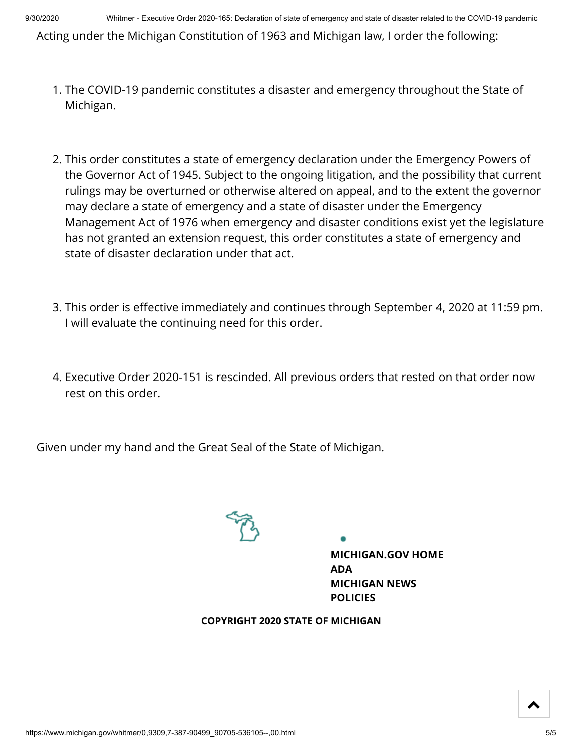Acting under the Michigan Constitution of 1963 and Michigan law, I order the following:

1. The COVID-19 pandemic constitutes a disaster and emergency throughout the State of Michigan.

2. This order constitutes a state of emergency declaration under the Emergency Powers of the Governor Act of 1945. Subject to the ongoing litigation, and the possibility that current rulings may be overturned or otherwise altered on appeal, and to the extent the governor may declare a state of emergency and a state of disaster under the Emergency Management Act of 1976 when emergency and disaster conditions exist yet the legislature has not granted an extension request, this order constitutes a state of emergency and state of disaster declaration under that act.

3. This order is effective immediately and continues through September 4, 2020 at 11:59 pm. I will evaluate the continuing need for this order.

4. Executive Order 2020-151 is rescinded. All previous orders that rested on that order now rest on this order.

Given under my hand and the Great Seal of the State of Michigan.

**MICHIGAN.GOV HOME**
**ADA**
**MICHIGAN NEWS**
**POLICIES**

**COPYRIGHT 2020 STATE OF MICHIGAN**